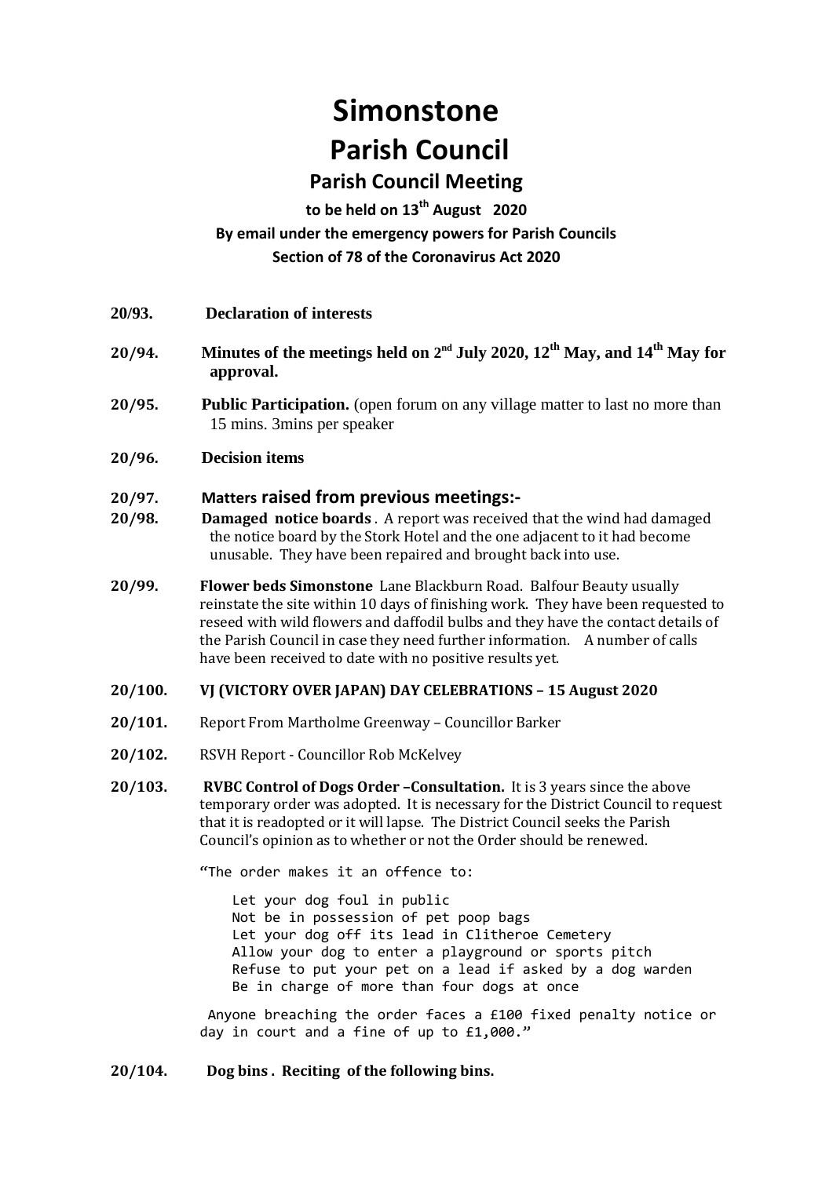# Simonstone

# Parish Council

## Parish Council Meeting

**to be held on 13th August 2020**

**By email under the emergency powers for Parish Councils**

**Section of 78 of the Coronavirus Act 2020**

**20/93.** **Declaration of interests**

**20/94.** **Minutes of the meetings held on 2nd July 2020, 12th May, and 14th May for approval.**

**20/95.** **Public Participation.** (open forum on any village matter to last no more than 15 mins. 3mins per speaker

**20/96.** **Decision items**

**20/97.** **Matters raised from previous meetings:-**

**20/98.** **Damaged notice boards**. A report was received that the wind had damaged the notice board by the Stork Hotel and the one adjacent to it had become unusable. They have been repaired and brought back into use.

**20/99.** **Flower beds Simonstone** Lane Blackburn Road. Balfour Beauty usually reinstate the site within 10 days of finishing work. They have been requested to reseed with wild flowers and daffodil bulbs and they have the contact details of the Parish Council in case they need further information. A number of calls have been received to date with no positive results yet.

**20/100.** **VJ (VICTORY OVER JAPAN) DAY CELEBRATIONS – 15 August 2020**

**20/101.** Report From Martholme Greenway – Councillor Barker

**20/102.** RSVH Report - Councillor Rob McKelvey

**20/103.** **RVBC Control of Dogs Order –Consultation.** It is 3 years since the above temporary order was adopted. It is necessary for the District Council to request that it is readopted or it will lapse. The District Council seeks the Parish Council's opinion as to whether or not the Order should be renewed.

```
"The order makes it an offence to:

    Let your dog foul in public
    Not be in possession of pet poop bags
    Let your dog off its lead in Clitheroe Cemetery
    Allow your dog to enter a playground or sports pitch
    Refuse to put your pet on a lead if asked by a dog warden
    Be in charge of more than four dogs at once

 Anyone breaching the order faces a £100 fixed penalty notice or
day in court and a fine of up to £1,000."
```

**20/104.** **Dog bins . Reciting of the following bins.**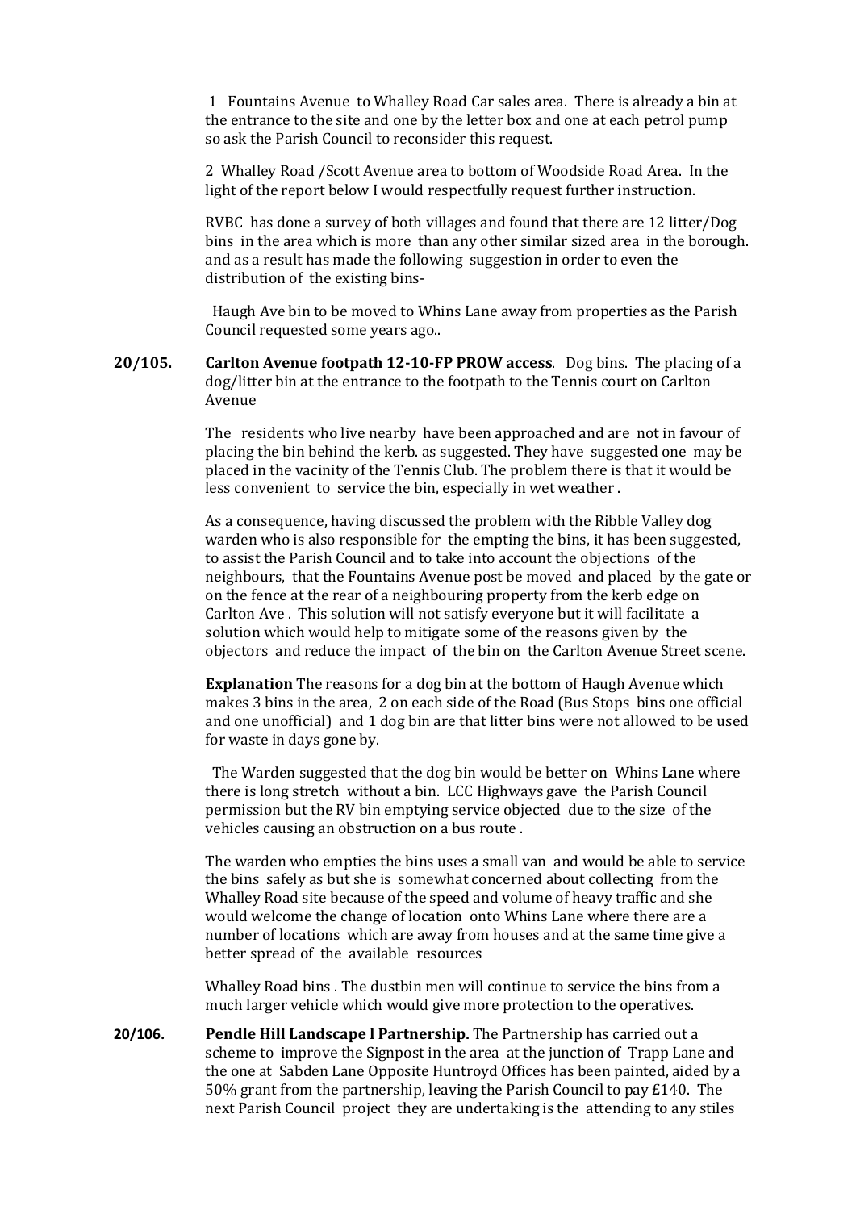1 Fountains Avenue to Whalley Road Car sales area. There is already a bin at the entrance to the site and one by the letter box and one at each petrol pump so ask the Parish Council to reconsider this request.

2 Whalley Road /Scott Avenue area to bottom of Woodside Road Area. In the light of the report below I would respectfully request further instruction.

RVBC has done a survey of both villages and found that there are 12 litter/Dog bins in the area which is more than any other similar sized area in the borough. and as a result has made the following suggestion in order to even the distribution of the existing bins-

Haugh Ave bin to be moved to Whins Lane away from properties as the Parish Council requested some years ago..

**20/105.** **Carlton Avenue footpath 12-10-FP PROW access**. Dog bins. The placing of a dog/litter bin at the entrance to the footpath to the Tennis court on Carlton Avenue

The residents who live nearby have been approached and are not in favour of placing the bin behind the kerb. as suggested. They have suggested one may be placed in the vacinity of the Tennis Club. The problem there is that it would be less convenient to service the bin, especially in wet weather .

As a consequence, having discussed the problem with the Ribble Valley dog warden who is also responsible for the empting the bins, it has been suggested, to assist the Parish Council and to take into account the objections of the neighbours, that the Fountains Avenue post be moved and placed by the gate or on the fence at the rear of a neighbouring property from the kerb edge on Carlton Ave . This solution will not satisfy everyone but it will facilitate a solution which would help to mitigate some of the reasons given by the objectors and reduce the impact of the bin on the Carlton Avenue Street scene.

**Explanation** The reasons for a dog bin at the bottom of Haugh Avenue which makes 3 bins in the area, 2 on each side of the Road (Bus Stops bins one official and one unofficial) and 1 dog bin are that litter bins were not allowed to be used for waste in days gone by.

The Warden suggested that the dog bin would be better on Whins Lane where there is long stretch without a bin. LCC Highways gave the Parish Council permission but the RV bin emptying service objected due to the size of the vehicles causing an obstruction on a bus route .

The warden who empties the bins uses a small van and would be able to service the bins safely as but she is somewhat concerned about collecting from the Whalley Road site because of the speed and volume of heavy traffic and she would welcome the change of location onto Whins Lane where there are a number of locations which are away from houses and at the same time give a better spread of the available resources

Whalley Road bins . The dustbin men will continue to service the bins from a much larger vehicle which would give more protection to the operatives.

**20/106.** **Pendle Hill Landscape l Partnership.** The Partnership has carried out a scheme to improve the Signpost in the area at the junction of Trapp Lane and the one at Sabden Lane Opposite Huntroyd Offices has been painted, aided by a 50% grant from the partnership, leaving the Parish Council to pay £140. The next Parish Council project they are undertaking is the attending to any stiles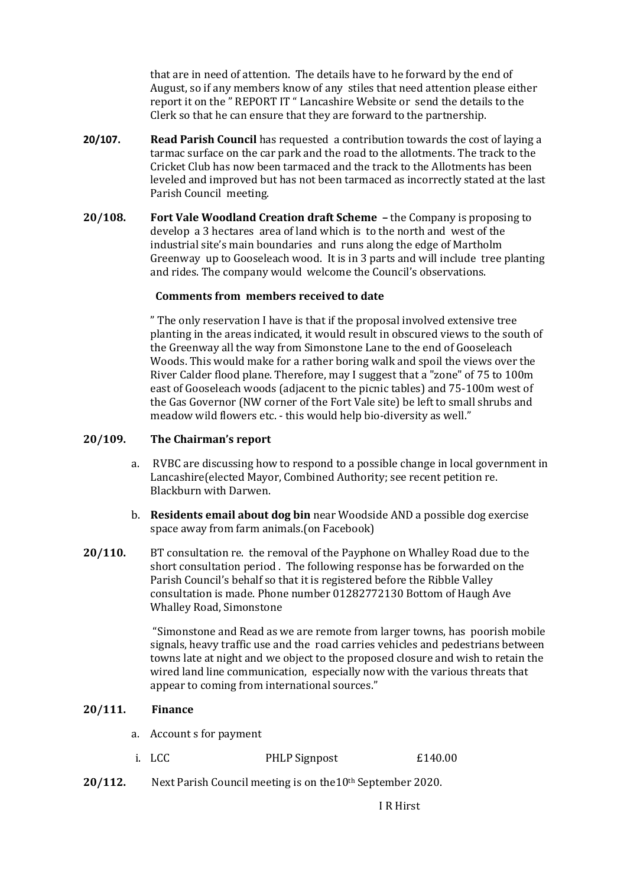that are in need of attention. The details have to he forward by the end of August, so if any members know of any stiles that need attention please either report it on the " REPORT IT " Lancashire Website or send the details to the Clerk so that he can ensure that they are forward to the partnership.

**20/107.** **Read Parish Council** has requested a contribution towards the cost of laying a tarmac surface on the car park and the road to the allotments. The track to the Cricket Club has now been tarmaced and the track to the Allotments has been leveled and improved but has not been tarmaced as incorrectly stated at the last Parish Council meeting.

**20/108.** **Fort Vale Woodland Creation draft Scheme –** the Company is proposing to develop a 3 hectares area of land which is to the north and west of the industrial site's main boundaries and runs along the edge of Martholm Greenway up to Gooseleach wood. It is in 3 parts and will include tree planting and rides. The company would welcome the Council's observations.

**Comments from members received to date**

" The only reservation I have is that if the proposal involved extensive tree planting in the areas indicated, it would result in obscured views to the south of the Greenway all the way from Simonstone Lane to the end of Gooseleach Woods. This would make for a rather boring walk and spoil the views over the River Calder flood plane. Therefore, may I suggest that a "zone" of 75 to 100m east of Gooseleach woods (adjacent to the picnic tables) and 75-100m west of the Gas Governor (NW corner of the Fort Vale site) be left to small shrubs and meadow wild flowers etc. - this would help bio-diversity as well."

**20/109.** **The Chairman's report**

a. RVBC are discussing how to respond to a possible change in local government in Lancashire(elected Mayor, Combined Authority; see recent petition re. Blackburn with Darwen.

b. **Residents email about dog bin** near Woodside AND a possible dog exercise space away from farm animals.(on Facebook)

**20/110.** BT consultation re. the removal of the Payphone on Whalley Road due to the short consultation period . The following response has be forwarded on the Parish Council's behalf so that it is registered before the Ribble Valley consultation is made. Phone number 01282772130 Bottom of Haugh Ave Whalley Road, Simonstone

"Simonstone and Read as we are remote from larger towns, has poorish mobile signals, heavy traffic use and the road carries vehicles and pedestrians between towns late at night and we object to the proposed closure and wish to retain the wired land line communication, especially now with the various threats that appear to coming from international sources."

**20/111.** **Finance**

a. Account s for payment

| i. LCC | PHLP Signpost | £140.00 |
|---|---|---|

**20/112.** Next Parish Council meeting is on the10th September 2020.

I R Hirst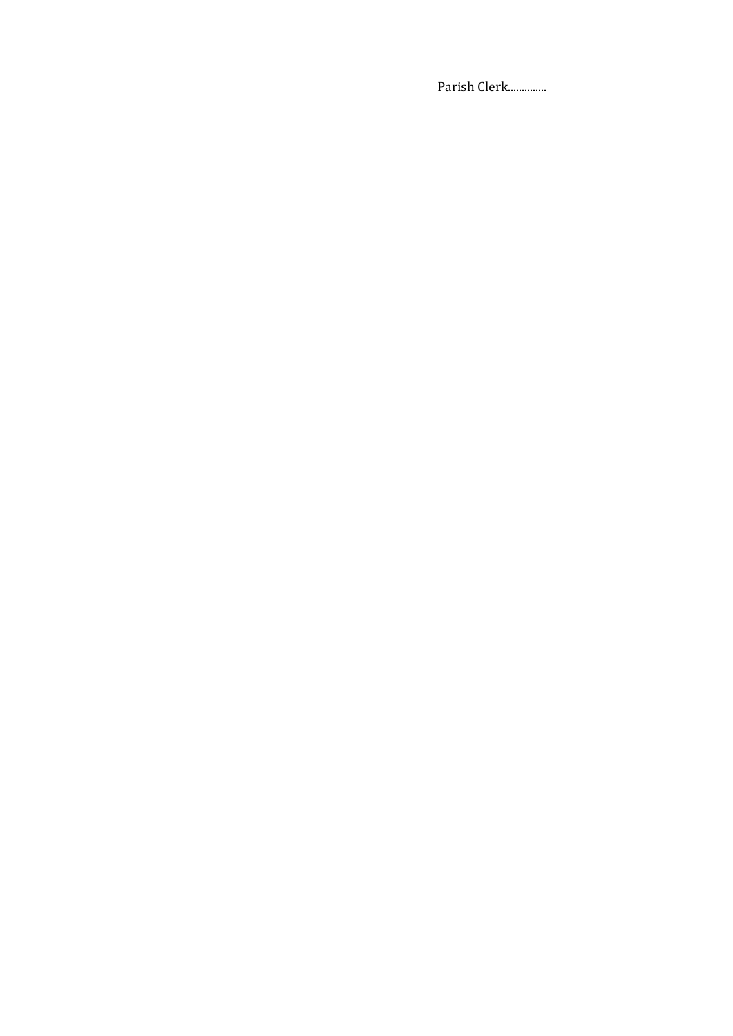Parish Clerk..............